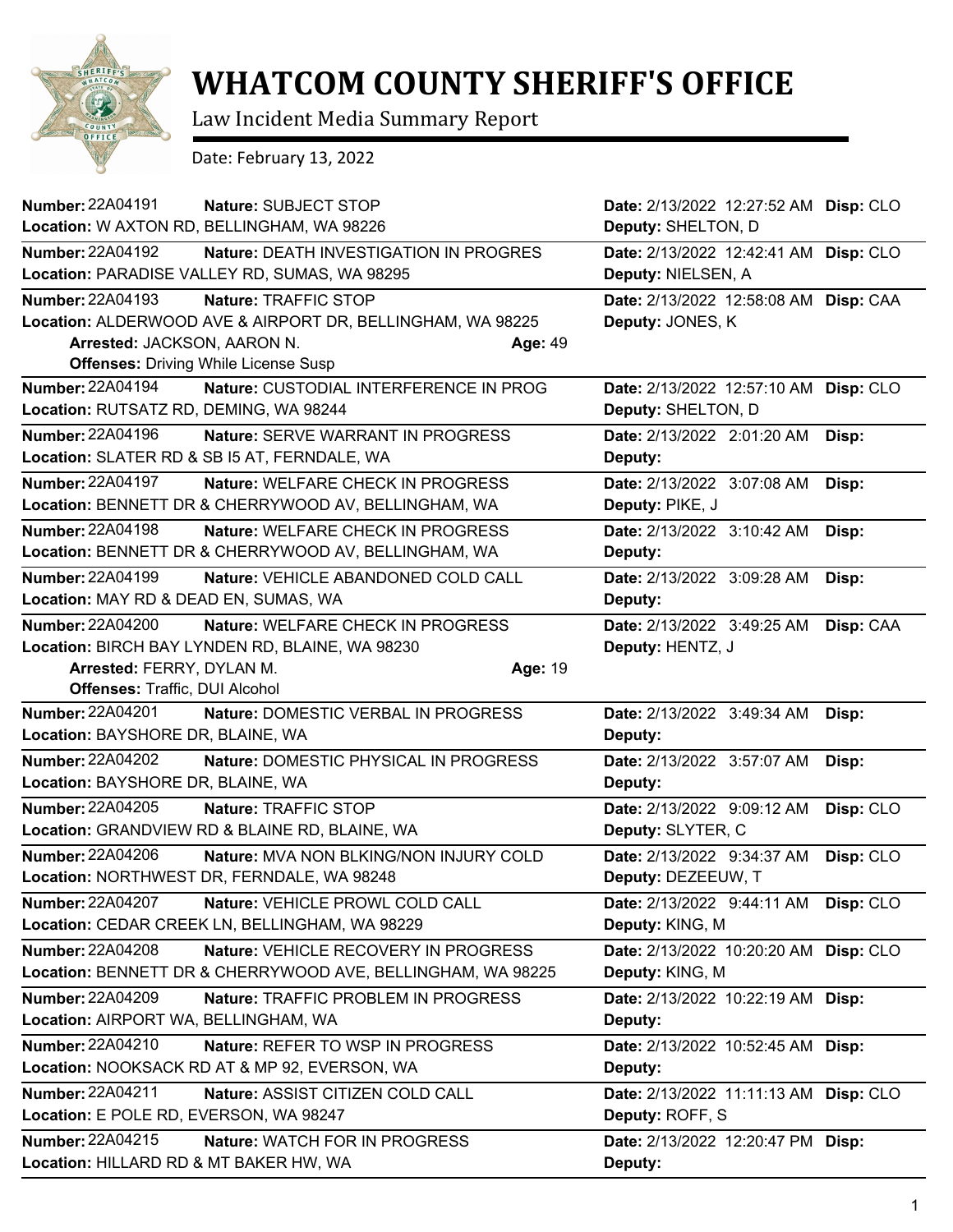# WHATCOM COUNTY SHERIFF'S OFFICE

Law Incident Media Summary Report

Date: February 13, 2022

**Number:** 22A04191 **Nature:** SUBJECT STOP **Date:** 2/13/2022 12:27:52 AM **Disp:** CLO
**Location:** W AXTON RD, BELLINGHAM, WA 98226 **Deputy:** SHELTON, D

---

**Number:** 22A04192 **Nature:** DEATH INVESTIGATION IN PROGRES **Date:** 2/13/2022 12:42:41 AM **Disp:** CLO
**Location:** PARADISE VALLEY RD, SUMAS, WA 98295 **Deputy:** NIELSEN, A

---

**Number:** 22A04193 **Nature:** TRAFFIC STOP **Date:** 2/13/2022 12:58:08 AM **Disp:** CAA
**Location:** ALDERWOOD AVE & AIRPORT DR, BELLINGHAM, WA 98225 **Deputy:** JONES, K
**Arrested:** JACKSON, AARON N. **Age:** 49
**Offenses:** Driving While License Susp

---

**Number:** 22A04194 **Nature:** CUSTODIAL INTERFERENCE IN PROG **Date:** 2/13/2022 12:57:10 AM **Disp:** CLO
**Location:** RUTSATZ RD, DEMING, WA 98244 **Deputy:** SHELTON, D

---

**Number:** 22A04196 **Nature:** SERVE WARRANT IN PROGRESS **Date:** 2/13/2022 2:01:20 AM **Disp:**
**Location:** SLATER RD & SB I5 AT, FERNDALE, WA **Deputy:**

---

**Number:** 22A04197 **Nature:** WELFARE CHECK IN PROGRESS **Date:** 2/13/2022 3:07:08 AM **Disp:**
**Location:** BENNETT DR & CHERRYWOOD AV, BELLINGHAM, WA **Deputy:** PIKE, J

---

**Number:** 22A04198 **Nature:** WELFARE CHECK IN PROGRESS **Date:** 2/13/2022 3:10:42 AM **Disp:**
**Location:** BENNETT DR & CHERRYWOOD AV, BELLINGHAM, WA **Deputy:**

---

**Number:** 22A04199 **Nature:** VEHICLE ABANDONED COLD CALL **Date:** 2/13/2022 3:09:28 AM **Disp:**
**Location:** MAY RD & DEAD EN, SUMAS, WA **Deputy:**

---

**Number:** 22A04200 **Nature:** WELFARE CHECK IN PROGRESS **Date:** 2/13/2022 3:49:25 AM **Disp:** CAA
**Location:** BIRCH BAY LYNDEN RD, BLAINE, WA 98230 **Deputy:** HENTZ, J
**Arrested:** FERRY, DYLAN M. **Age:** 19
**Offenses:** Traffic, DUI Alcohol

---

**Number:** 22A04201 **Nature:** DOMESTIC VERBAL IN PROGRESS **Date:** 2/13/2022 3:49:34 AM **Disp:**
**Location:** BAYSHORE DR, BLAINE, WA **Deputy:**

---

**Number:** 22A04202 **Nature:** DOMESTIC PHYSICAL IN PROGRESS **Date:** 2/13/2022 3:57:07 AM **Disp:**
**Location:** BAYSHORE DR, BLAINE, WA **Deputy:**

---

**Number:** 22A04205 **Nature:** TRAFFIC STOP **Date:** 2/13/2022 9:09:12 AM **Disp:** CLO
**Location:** GRANDVIEW RD & BLAINE RD, BLAINE, WA **Deputy:** SLYTER, C

---

**Number:** 22A04206 **Nature:** MVA NON BLKING/NON INJURY COLD **Date:** 2/13/2022 9:34:37 AM **Disp:** CLO
**Location:** NORTHWEST DR, FERNDALE, WA 98248 **Deputy:** DEZEEUW, T

---

**Number:** 22A04207 **Nature:** VEHICLE PROWL COLD CALL **Date:** 2/13/2022 9:44:11 AM **Disp:** CLO
**Location:** CEDAR CREEK LN, BELLINGHAM, WA 98229 **Deputy:** KING, M

---

**Number:** 22A04208 **Nature:** VEHICLE RECOVERY IN PROGRESS **Date:** 2/13/2022 10:20:20 AM **Disp:** CLO
**Location:** BENNETT DR & CHERRYWOOD AVE, BELLINGHAM, WA 98225 **Deputy:** KING, M

---

**Number:** 22A04209 **Nature:** TRAFFIC PROBLEM IN PROGRESS **Date:** 2/13/2022 10:22:19 AM **Disp:**
**Location:** AIRPORT WA, BELLINGHAM, WA **Deputy:**

---

**Number:** 22A04210 **Nature:** REFER TO WSP IN PROGRESS **Date:** 2/13/2022 10:52:45 AM **Disp:**
**Location:** NOOKSACK RD AT & MP 92, EVERSON, WA **Deputy:**

---

**Number:** 22A04211 **Nature:** ASSIST CITIZEN COLD CALL **Date:** 2/13/2022 11:11:13 AM **Disp:** CLO
**Location:** E POLE RD, EVERSON, WA 98247 **Deputy:** ROFF, S

---

**Number:** 22A04215 **Nature:** WATCH FOR IN PROGRESS **Date:** 2/13/2022 12:20:47 PM **Disp:**
**Location:** HILLARD RD & MT BAKER HW, WA **Deputy:**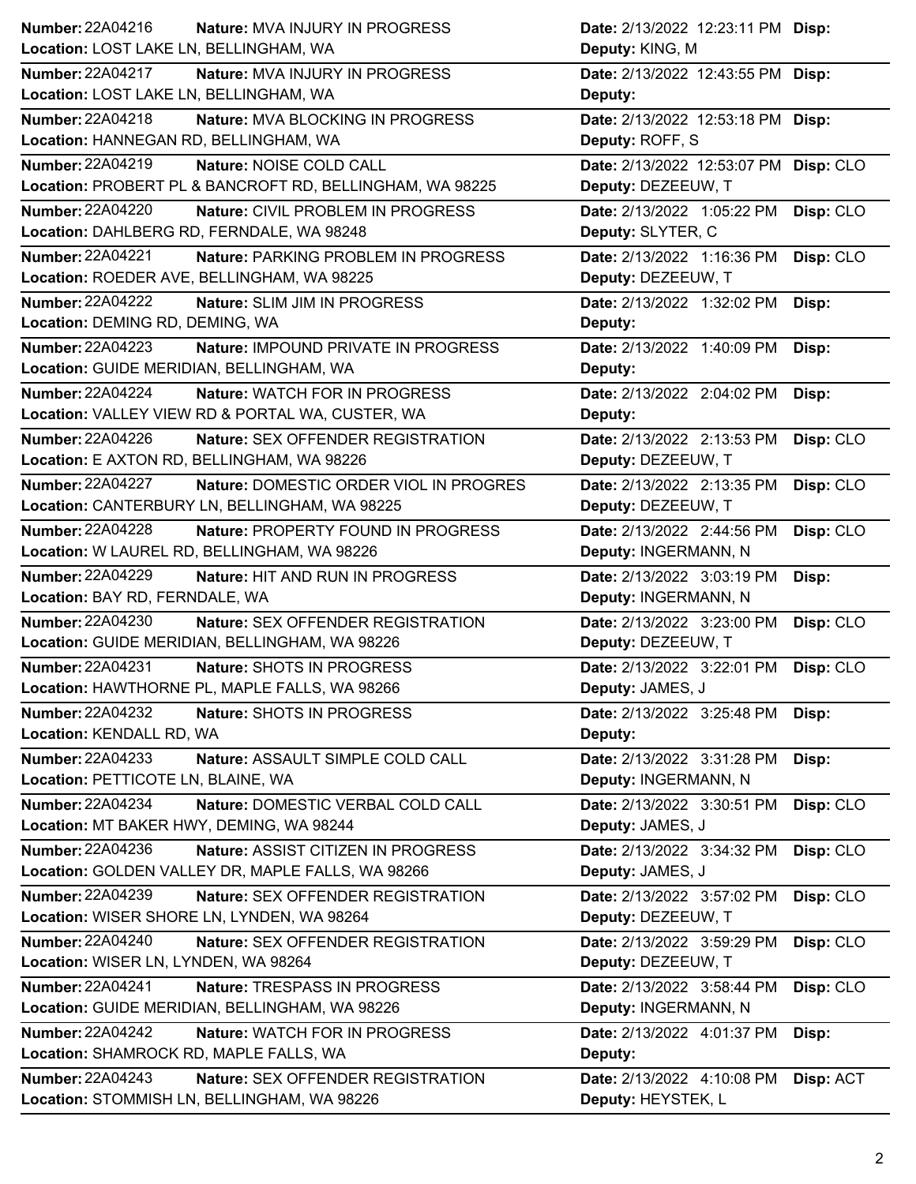| Number | Nature | Location | Date | Deputy | Disp |
|---|---|---|---|---|---|
| 22A04216 | MVA INJURY IN PROGRESS | LOST LAKE LN, BELLINGHAM, WA | 2/13/2022 12:23:11 PM | KING, M | |
| 22A04217 | MVA INJURY IN PROGRESS | LOST LAKE LN, BELLINGHAM, WA | 2/13/2022 12:43:55 PM | | |
| 22A04218 | MVA BLOCKING IN PROGRESS | HANNEGAN RD, BELLINGHAM, WA | 2/13/2022 12:53:18 PM | ROFF, S | |
| 22A04219 | NOISE COLD CALL | PROBERT PL & BANCROFT RD, BELLINGHAM, WA 98225 | 2/13/2022 12:53:07 PM | DEZEEUW, T | CLO |
| 22A04220 | CIVIL PROBLEM IN PROGRESS | DAHLBERG RD, FERNDALE, WA 98248 | 2/13/2022 1:05:22 PM | SLYTER, C | CLO |
| 22A04221 | PARKING PROBLEM IN PROGRESS | ROEDER AVE, BELLINGHAM, WA 98225 | 2/13/2022 1:16:36 PM | DEZEEUW, T | CLO |
| 22A04222 | SLIM JIM IN PROGRESS | DEMING RD, DEMING, WA | 2/13/2022 1:32:02 PM | | |
| 22A04223 | IMPOUND PRIVATE IN PROGRESS | GUIDE MERIDIAN, BELLINGHAM, WA | 2/13/2022 1:40:09 PM | | |
| 22A04224 | WATCH FOR IN PROGRESS | VALLEY VIEW RD & PORTAL WA, CUSTER, WA | 2/13/2022 2:04:02 PM | | |
| 22A04226 | SEX OFFENDER REGISTRATION | E AXTON RD, BELLINGHAM, WA 98226 | 2/13/2022 2:13:53 PM | DEZEEUW, T | CLO |
| 22A04227 | DOMESTIC ORDER VIOL IN PROGRES | CANTERBURY LN, BELLINGHAM, WA 98225 | 2/13/2022 2:13:35 PM | DEZEEUW, T | CLO |
| 22A04228 | PROPERTY FOUND IN PROGRESS | W LAUREL RD, BELLINGHAM, WA 98226 | 2/13/2022 2:44:56 PM | INGERMANN, N | CLO |
| 22A04229 | HIT AND RUN IN PROGRESS | BAY RD, FERNDALE, WA | 2/13/2022 3:03:19 PM | INGERMANN, N | |
| 22A04230 | SEX OFFENDER REGISTRATION | GUIDE MERIDIAN, BELLINGHAM, WA 98226 | 2/13/2022 3:23:00 PM | DEZEEUW, T | CLO |
| 22A04231 | SHOTS IN PROGRESS | HAWTHORNE PL, MAPLE FALLS, WA 98266 | 2/13/2022 3:22:01 PM | JAMES, J | CLO |
| 22A04232 | SHOTS IN PROGRESS | KENDALL RD, WA | 2/13/2022 3:25:48 PM | | |
| 22A04233 | ASSAULT SIMPLE COLD CALL | PETTICOTE LN, BLAINE, WA | 2/13/2022 3:31:28 PM | INGERMANN, N | |
| 22A04234 | DOMESTIC VERBAL COLD CALL | MT BAKER HWY, DEMING, WA 98244 | 2/13/2022 3:30:51 PM | JAMES, J | CLO |
| 22A04236 | ASSIST CITIZEN IN PROGRESS | GOLDEN VALLEY DR, MAPLE FALLS, WA 98266 | 2/13/2022 3:34:32 PM | JAMES, J | CLO |
| 22A04239 | SEX OFFENDER REGISTRATION | WISER SHORE LN, LYNDEN, WA 98264 | 2/13/2022 3:57:02 PM | DEZEEUW, T | CLO |
| 22A04240 | SEX OFFENDER REGISTRATION | WISER LN, LYNDEN, WA 98264 | 2/13/2022 3:59:29 PM | DEZEEUW, T | CLO |
| 22A04241 | TRESPASS IN PROGRESS | GUIDE MERIDIAN, BELLINGHAM, WA 98226 | 2/13/2022 3:58:44 PM | INGERMANN, N | CLO |
| 22A04242 | WATCH FOR IN PROGRESS | SHAMROCK RD, MAPLE FALLS, WA | 2/13/2022 4:01:37 PM | | |
| 22A04243 | SEX OFFENDER REGISTRATION | STOMMISH LN, BELLINGHAM, WA 98226 | 2/13/2022 4:10:08 PM | HEYSTEK, L | ACT |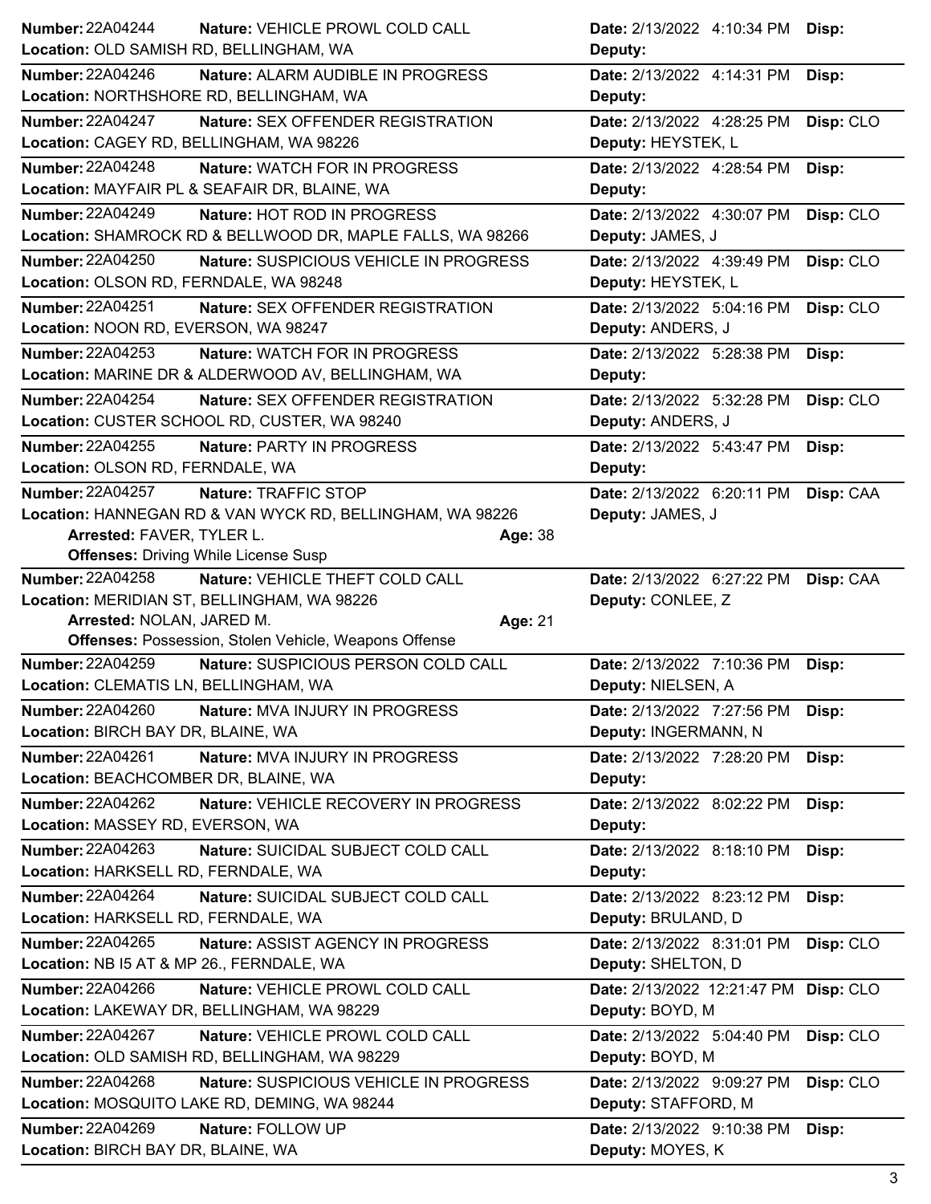**Number:** 22A04244 **Nature:** VEHICLE PROWL COLD CALL **Date:** 2/13/2022 4:10:34 PM **Disp:**
**Location:** OLD SAMISH RD, BELLINGHAM, WA **Deputy:**

---

**Number:** 22A04246 **Nature:** ALARM AUDIBLE IN PROGRESS **Date:** 2/13/2022 4:14:31 PM **Disp:**
**Location:** NORTHSHORE RD, BELLINGHAM, WA **Deputy:**

---

**Number:** 22A04247 **Nature:** SEX OFFENDER REGISTRATION **Date:** 2/13/2022 4:28:25 PM **Disp:** CLO
**Location:** CAGEY RD, BELLINGHAM, WA 98226 **Deputy:** HEYSTEK, L

---

**Number:** 22A04248 **Nature:** WATCH FOR IN PROGRESS **Date:** 2/13/2022 4:28:54 PM **Disp:**
**Location:** MAYFAIR PL & SEAFAIR DR, BLAINE, WA **Deputy:**

---

**Number:** 22A04249 **Nature:** HOT ROD IN PROGRESS **Date:** 2/13/2022 4:30:07 PM **Disp:** CLO
**Location:** SHAMROCK RD & BELLWOOD DR, MAPLE FALLS, WA 98266 **Deputy:** JAMES, J

---

**Number:** 22A04250 **Nature:** SUSPICIOUS VEHICLE IN PROGRESS **Date:** 2/13/2022 4:39:49 PM **Disp:** CLO
**Location:** OLSON RD, FERNDALE, WA 98248 **Deputy:** HEYSTEK, L

---

**Number:** 22A04251 **Nature:** SEX OFFENDER REGISTRATION **Date:** 2/13/2022 5:04:16 PM **Disp:** CLO
**Location:** NOON RD, EVERSON, WA 98247 **Deputy:** ANDERS, J

---

**Number:** 22A04253 **Nature:** WATCH FOR IN PROGRESS **Date:** 2/13/2022 5:28:38 PM **Disp:**
**Location:** MARINE DR & ALDERWOOD AV, BELLINGHAM, WA **Deputy:**

---

**Number:** 22A04254 **Nature:** SEX OFFENDER REGISTRATION **Date:** 2/13/2022 5:32:28 PM **Disp:** CLO
**Location:** CUSTER SCHOOL RD, CUSTER, WA 98240 **Deputy:** ANDERS, J

---

**Number:** 22A04255 **Nature:** PARTY IN PROGRESS **Date:** 2/13/2022 5:43:47 PM **Disp:**
**Location:** OLSON RD, FERNDALE, WA **Deputy:**

---

**Number:** 22A04257 **Nature:** TRAFFIC STOP **Date:** 2/13/2022 6:20:11 PM **Disp:** CAA
**Location:** HANNEGAN RD & VAN WYCK RD, BELLINGHAM, WA 98226 **Deputy:** JAMES, J
**Arrested:** FAVER, TYLER L. **Age:** 38
**Offenses:** Driving While License Susp

---

**Number:** 22A04258 **Nature:** VEHICLE THEFT COLD CALL **Date:** 2/13/2022 6:27:22 PM **Disp:** CAA
**Location:** MERIDIAN ST, BELLINGHAM, WA 98226 **Deputy:** CONLEE, Z
**Arrested:** NOLAN, JARED M. **Age:** 21
**Offenses:** Possession, Stolen Vehicle, Weapons Offense

---

**Number:** 22A04259 **Nature:** SUSPICIOUS PERSON COLD CALL **Date:** 2/13/2022 7:10:36 PM **Disp:**
**Location:** CLEMATIS LN, BELLINGHAM, WA **Deputy:** NIELSEN, A

---

**Number:** 22A04260 **Nature:** MVA INJURY IN PROGRESS **Date:** 2/13/2022 7:27:56 PM **Disp:**
**Location:** BIRCH BAY DR, BLAINE, WA **Deputy:** INGERMANN, N

---

**Number:** 22A04261 **Nature:** MVA INJURY IN PROGRESS **Date:** 2/13/2022 7:28:20 PM **Disp:**
**Location:** BEACHCOMBER DR, BLAINE, WA **Deputy:**

---

**Number:** 22A04262 **Nature:** VEHICLE RECOVERY IN PROGRESS **Date:** 2/13/2022 8:02:22 PM **Disp:**
**Location:** MASSEY RD, EVERSON, WA **Deputy:**

---

**Number:** 22A04263 **Nature:** SUICIDAL SUBJECT COLD CALL **Date:** 2/13/2022 8:18:10 PM **Disp:**
**Location:** HARKSELL RD, FERNDALE, WA **Deputy:**

---

**Number:** 22A04264 **Nature:** SUICIDAL SUBJECT COLD CALL **Date:** 2/13/2022 8:23:12 PM **Disp:**
**Location:** HARKSELL RD, FERNDALE, WA **Deputy:** BRULAND, D

---

**Number:** 22A04265 **Nature:** ASSIST AGENCY IN PROGRESS **Date:** 2/13/2022 8:31:01 PM **Disp:** CLO
**Location:** NB I5 AT & MP 26., FERNDALE, WA **Deputy:** SHELTON, D

---

**Number:** 22A04266 **Nature:** VEHICLE PROWL COLD CALL **Date:** 2/13/2022 12:21:47 PM **Disp:** CLO
**Location:** LAKEWAY DR, BELLINGHAM, WA 98229 **Deputy:** BOYD, M

---

**Number:** 22A04267 **Nature:** VEHICLE PROWL COLD CALL **Date:** 2/13/2022 5:04:40 PM **Disp:** CLO
**Location:** OLD SAMISH RD, BELLINGHAM, WA 98229 **Deputy:** BOYD, M

---

**Number:** 22A04268 **Nature:** SUSPICIOUS VEHICLE IN PROGRESS **Date:** 2/13/2022 9:09:27 PM **Disp:** CLO
**Location:** MOSQUITO LAKE RD, DEMING, WA 98244 **Deputy:** STAFFORD, M

---

**Number:** 22A04269 **Nature:** FOLLOW UP **Date:** 2/13/2022 9:10:38 PM **Disp:**
**Location:** BIRCH BAY DR, BLAINE, WA **Deputy:** MOYES, K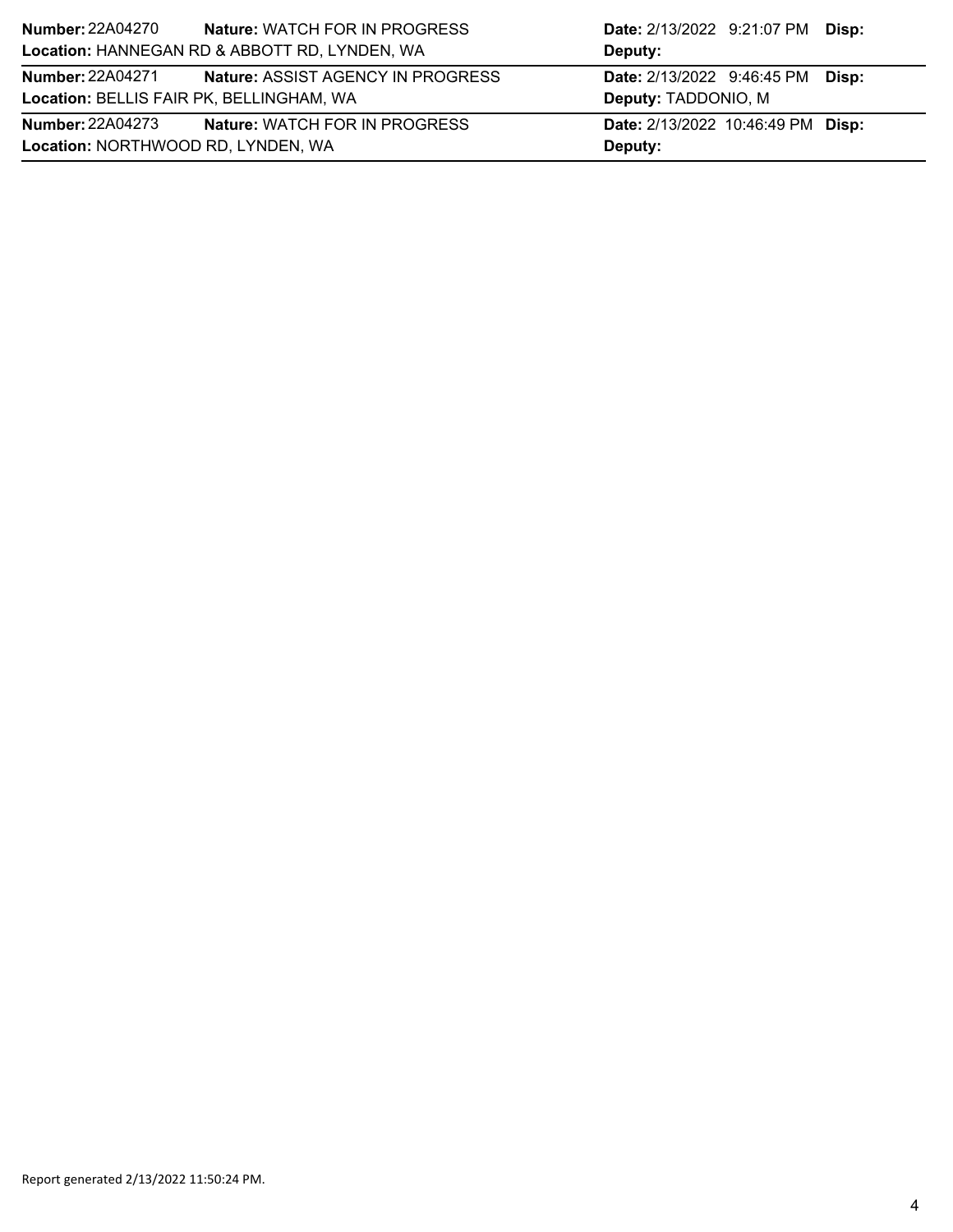**Number:** 22A04270 **Nature:** WATCH FOR IN PROGRESS **Date:** 2/13/2022 9:21:07 PM **Disp:**
**Location:** HANNEGAN RD & ABBOTT RD, LYNDEN, WA **Deputy:**

**Number:** 22A04271 **Nature:** ASSIST AGENCY IN PROGRESS **Date:** 2/13/2022 9:46:45 PM **Disp:**
**Location:** BELLIS FAIR PK, BELLINGHAM, WA **Deputy:** TADDONIO, M

**Number:** 22A04273 **Nature:** WATCH FOR IN PROGRESS **Date:** 2/13/2022 10:46:49 PM **Disp:**
**Location:** NORTHWOOD RD, LYNDEN, WA **Deputy:**

Report generated 2/13/2022 11:50:24 PM.